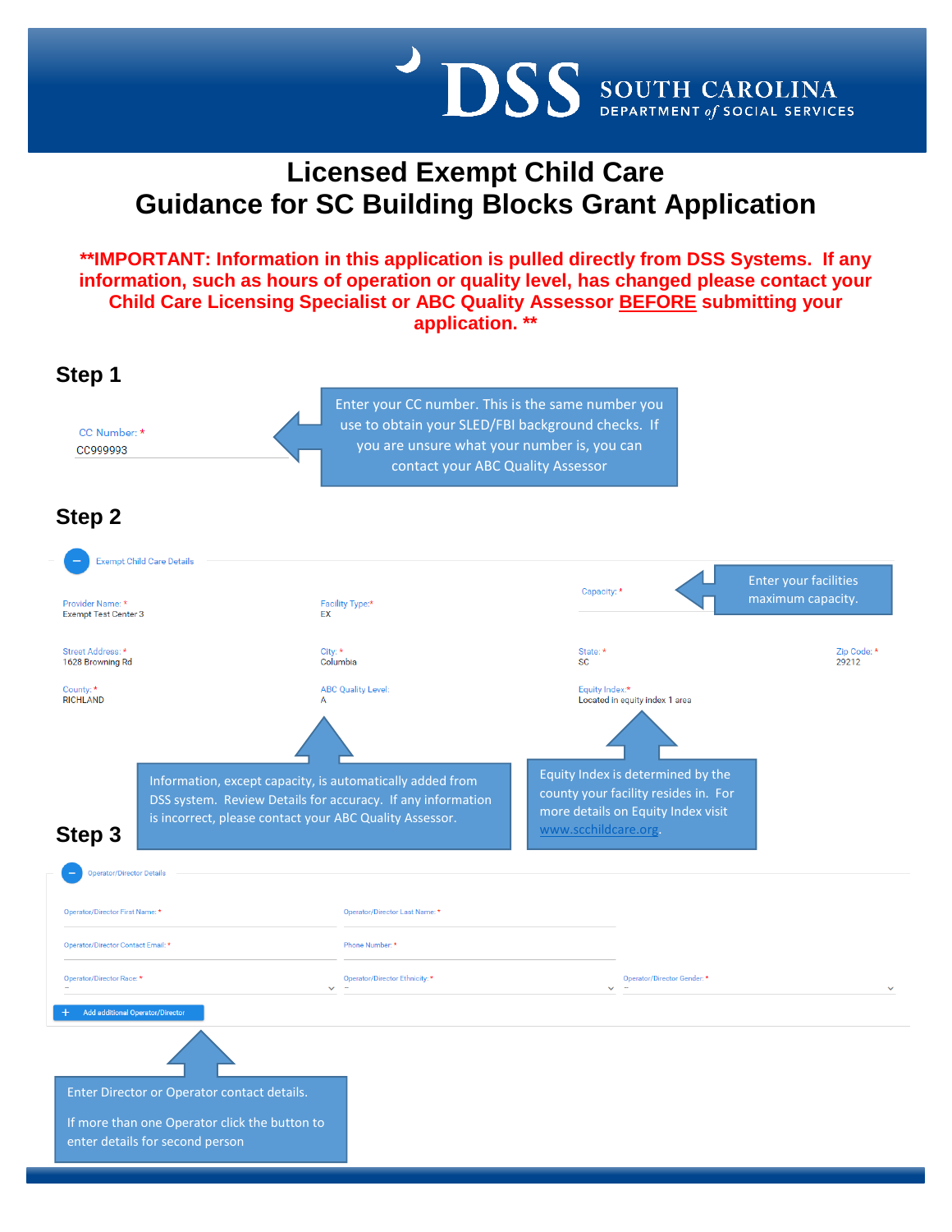# Licensed Exempt Child Care
# Guidance for SC Building Blocks Grant Application

**\*\*IMPORTANT: Information in this application is pulled directly from DSS Systems. If any information, such as hours of operation or quality level, has changed please contact your Child Care Licensing Specialist or ABC Quality Assessor BEFORE submitting your application. \*\***

## Step 1

CC Number: *
CC999993

Enter your CC number. This is the same number you use to obtain your SLED/FBI background checks. If you are unsure what your number is, you can contact your ABC Quality Assessor

## Step 2

Exempt Child Care Details

| Provider Name: * | Facility Type:* | Capacity: * | |
|---|---|---|---|
| Exempt Test Center 3 | EX | | |
| **Street Address: *** | **City: *** | **State: *** | **Zip Code: *** |
| 1628 Browning Rd | Columbia | SC | 29212 |
| **County: *** | **ABC Quality Level:** | **Equity Index:*** | |
| RICHLAND | A | Located in equity index 1 area | |

Enter your facilities maximum capacity.

Information, except capacity, is automatically added from DSS system. Review Details for accuracy. If any information is incorrect, please contact your ABC Quality Assessor.

Equity Index is determined by the county your facility resides in. For more details on Equity Index visit www.scchildcare.org.

## Step 3

Operator/Director Details

- Operator/Director First Name: *
- Operator/Director Last Name: *
- Operator/Director Contact Email: *
- Phone Number: *
- Operator/Director Race: *
- Operator/Director Ethnicity: *
- Operator/Director Gender: *

+ Add additional Operator/Director

Enter Director or Operator contact details.

If more than one Operator click the button to enter details for second person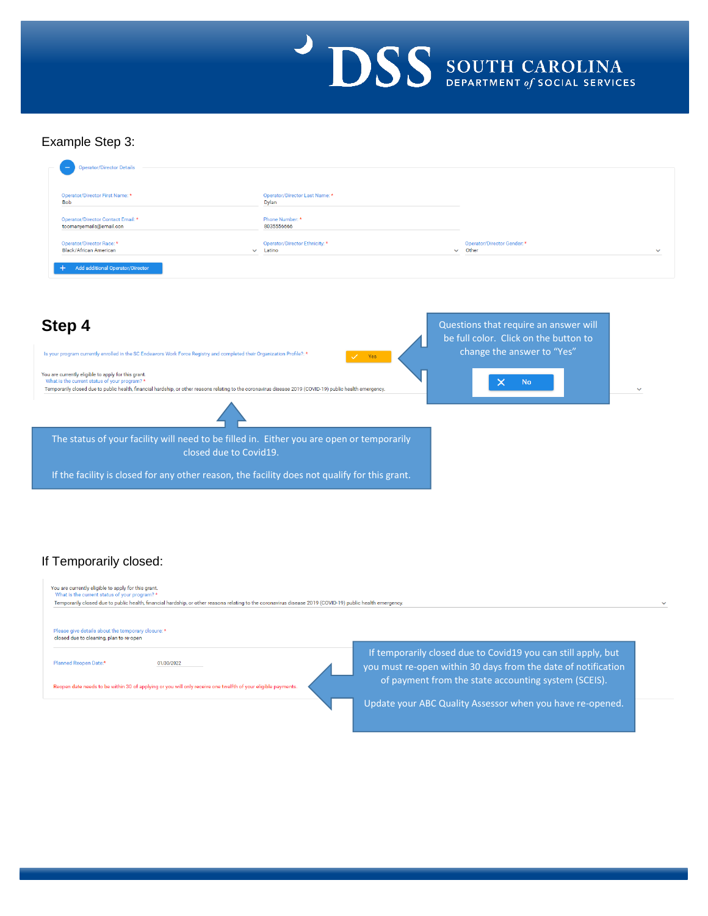Example Step 3:

Operator/Director Details

Operator/Director First Name: *
Bob

Operator/Director Last Name: *
Dylan

Operator/Director Contact Email: *
toomanyemails@email.con

Phone Number: *
8035556666

Operator/Director Race: *
Black/African American

Operator/Director Ethnicity: *
Latino

Operator/Director Gender: *
Other

+ Add additional Operator/Director

## Step 4

Is your program currently enrolled in the SC Endeavors Work Force Registry and completed their Organization Profile?: *

✓ Yes

Questions that require an answer will be full color. Click on the button to change the answer to "Yes"

✕ No

You are currently eligible to apply for this grant.
What is the current status of your program? *
Temporarily closed due to public health, financial hardship, or other reasons relating to the coronavirus disease 2019 (COVID-19) public health emergency.

The status of your facility will need to be filled in. Either you are open or temporarily closed due to Covid19.

If the facility is closed for any other reason, the facility does not qualify for this grant.

If Temporarily closed:

You are currently eligible to apply for this grant.
What is the current status of your program? *
Temporarily closed due to public health, financial hardship, or other reasons relating to the coronavirus disease 2019 (COVID-19) public health emergency.

Please give details about the temporary closure: *
closed due to cleaning, plan to re-open

Planned Reopen Date:* 01/30/2022

Reopen date needs to be within 30 of applying or you will only receive one twelfth of your eligible payments.

If temporarily closed due to Covid19 you can still apply, but you must re-open within 30 days from the date of notification of payment from the state accounting system (SCEIS).

Update your ABC Quality Assessor when you have re-opened.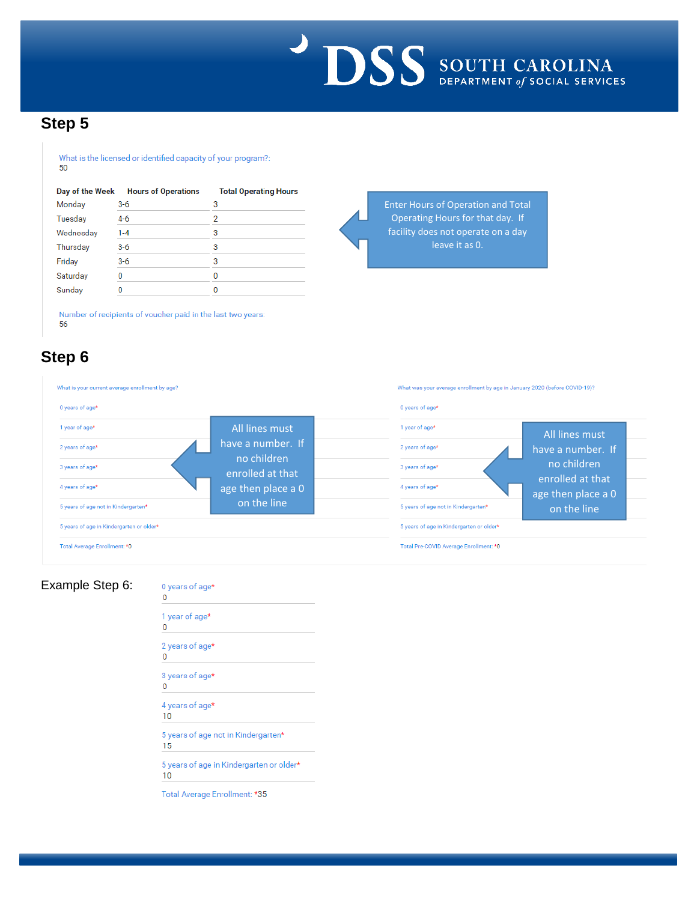## Step 5

What is the licensed or identified capacity of your program?:
50

| Day of the Week | Hours of Operations | Total Operating Hours |
|---|---|---|
| Monday | 3-6 | 3 |
| Tuesday | 4-6 | 2 |
| Wednesday | 1-4 | 3 |
| Thursday | 3-6 | 3 |
| Friday | 3-6 | 3 |
| Saturday | 0 | 0 |
| Sunday | 0 | 0 |

Enter Hours of Operation and Total Operating Hours for that day. If facility does not operate on a day leave it as 0.

Number of recipients of voucher paid in the last two years.
56

## Step 6

What is your current average enrollment by age?

0 years of age*

1 year of age*

2 years of age*

3 years of age*

4 years of age*

5 years of age not in Kindergarten*

5 years of age in Kindergarten or older*

Total Average Enrollment: *0

All lines must have a number. If no children enrolled at that age then place a 0 on the line

What was your average enrollment by age in January 2020 (before COVID-19)?

0 years of age*

1 year of age*

2 years of age*

3 years of age*

4 years of age*

5 years of age not in Kindergarten*

5 years of age in Kindergarten or older*

Total Pre-COVID Average Enrollment: *0

All lines must have a number. If no children enrolled at that age then place a 0 on the line

Example Step 6:

0 years of age*
0

1 year of age*
0

2 years of age*
0

3 years of age*
0

4 years of age*
10

5 years of age not in Kindergarten*
15

5 years of age in Kindergarten or older*
10

Total Average Enrollment: *35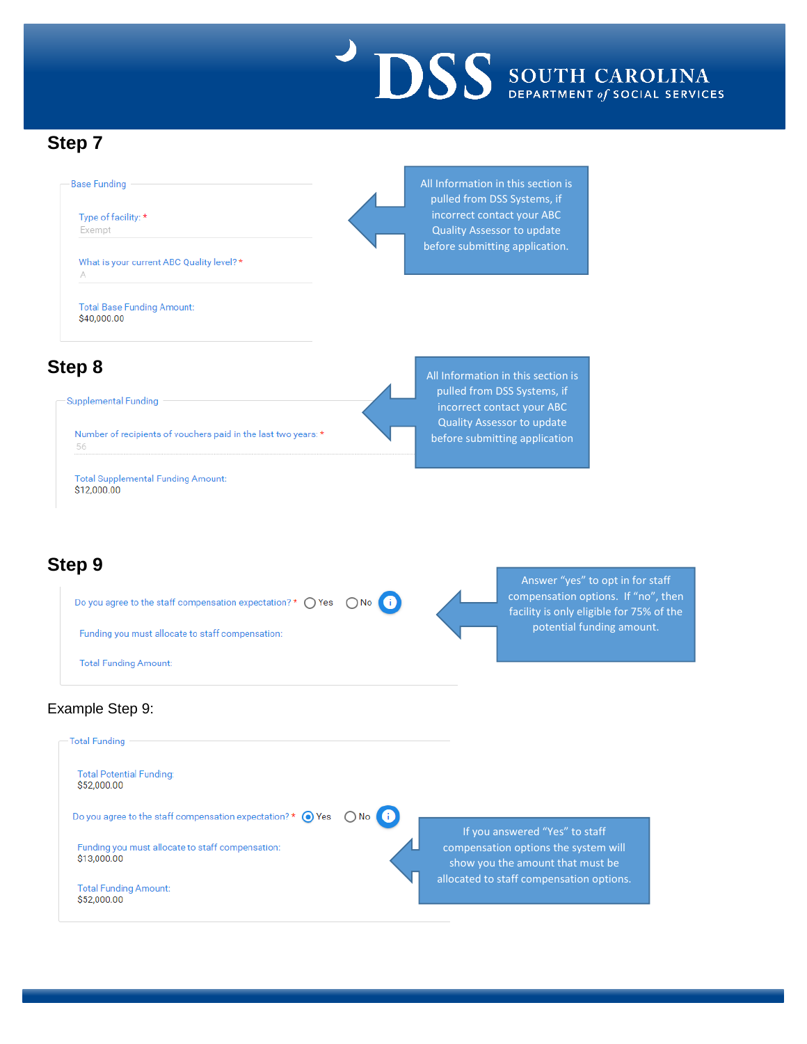## Step 7

Base Funding

Type of facility: *
Exempt

What is your current ABC Quality level? *
A

Total Base Funding Amount:
$40,000.00

All Information in this section is pulled from DSS Systems, if incorrect contact your ABC Quality Assessor to update before submitting application.

## Step 8

Supplemental Funding

Number of recipients of vouchers paid in the last two years: *
56

Total Supplemental Funding Amount:
$12,000.00

All Information in this section is pulled from DSS Systems, if incorrect contact your ABC Quality Assessor to update before submitting application

## Step 9

Do you agree to the staff compensation expectation? * ○ Yes ○ No

Funding you must allocate to staff compensation:

Total Funding Amount:

Answer "yes" to opt in for staff compensation options. If "no", then facility is only eligible for 75% of the potential funding amount.

Example Step 9:

Total Funding

Total Potential Funding:
$52,000.00

Do you agree to the staff compensation expectation? * ◉ Yes ○ No

Funding you must allocate to staff compensation:
$13,000.00

Total Funding Amount:
$52,000.00

If you answered "Yes" to staff compensation options the system will show you the amount that must be allocated to staff compensation options.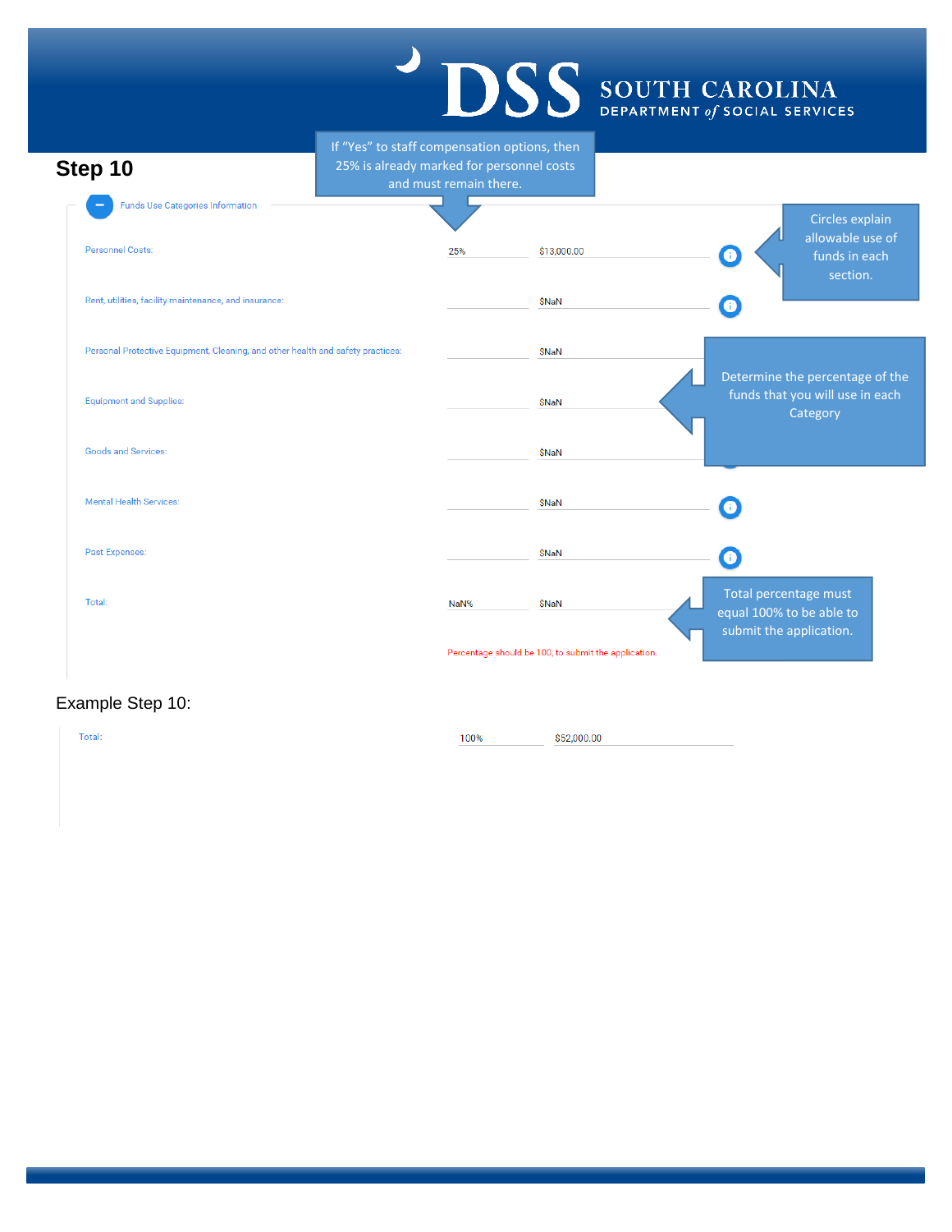## Step 10

If "Yes" to staff compensation options, then 25% is already marked for personnel costs and must remain there.

**Funds Use Categories Information**

| Category | Percentage | Amount |
|---|---|---|
| Personnel Costs: | 25% | $13,000.00 |
| Rent, utilities, facility maintenance, and insurance: | | $NaN |
| Personal Protective Equipment, Cleaning, and other health and safety practices: | | $NaN |
| Equipment and Supplies: | | $NaN |
| Goods and Services: | | $NaN |
| Mental Health Services: | | $NaN |
| Past Expenses: | | $NaN |
| Total: | NaN% | $NaN |

Percentage should be 100, to submit the application.

Circles explain allowable use of funds in each section.

Determine the percentage of the funds that you will use in each Category

Total percentage must equal 100% to be able to submit the application.

Example Step 10:

| | Percentage | Amount |
|---|---|---|
| Total: | 100% | $52,000.00 |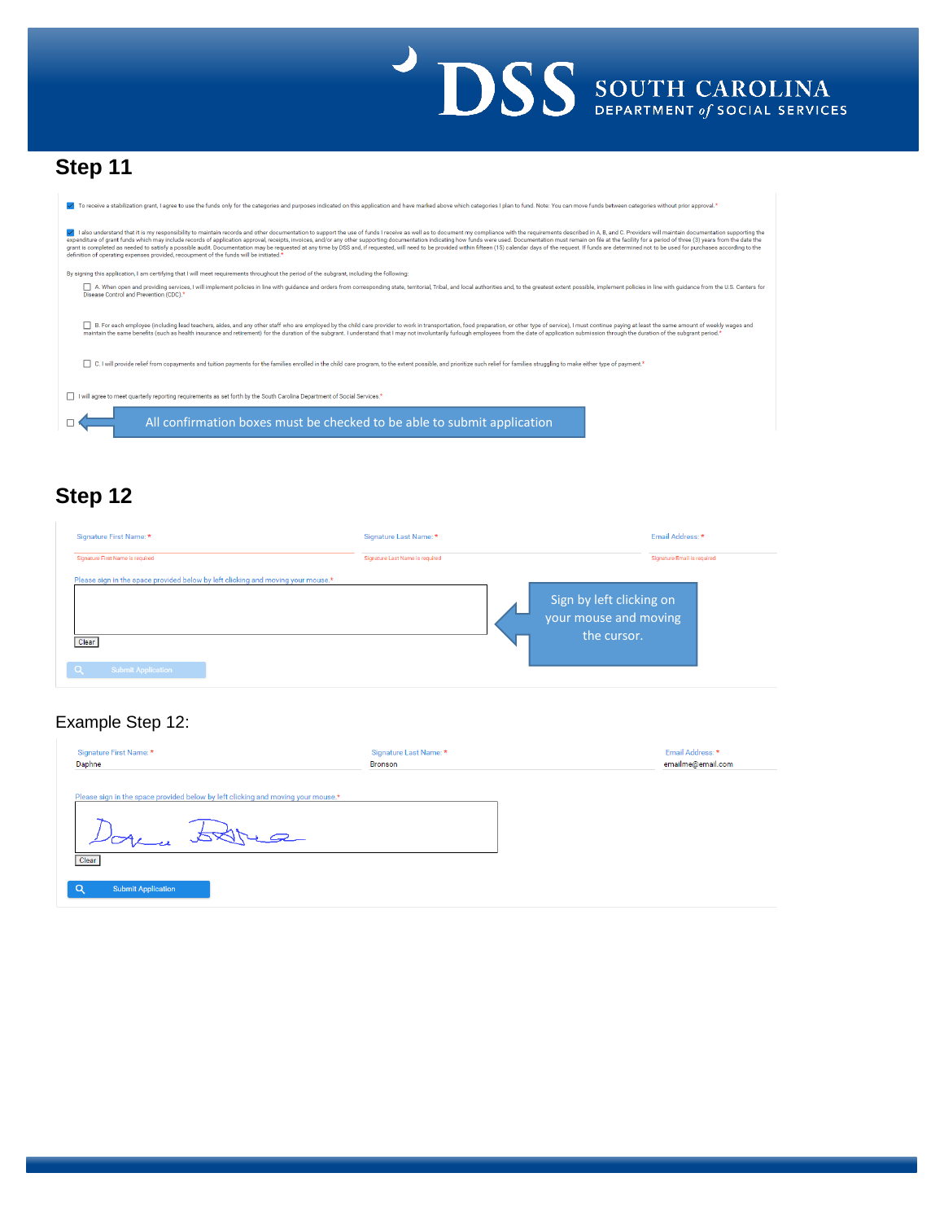## Step 11

- [x] To receive a stabilization grant, I agree to use the funds only for the categories and purposes indicated on this application and have marked above which categories I plan to fund. Note: You can move funds between categories without prior approval.*

- [x] I also understand that it is my responsibility to maintain records and other documentation to support the use of funds I receive as well as to document my compliance with the requirements described in A, B, and C. Providers will maintain documentation supporting the expenditure of grant funds which may include records of application approval, receipts, invoices, and/or any other supporting documentation indicating how funds were used. Documentation must remain on file at the facility for a period of three (3) years from the date the grant is completed as needed to satisfy a possible audit. Documentation may be requested at any time by DSS and, if requested, will need to be provided within fifteen (15) calendar days of the request. If funds are determined not to be used for purchases according to the definition of operating expenses provided, recoupment of the funds will be initiated.*

By signing this application, I am certifying that I will meet requirements throughout the period of the subgrant, including the following:

- [ ] A. When open and providing services, I will implement policies in line with guidance and orders from corresponding state, territorial, Tribal, and local authorities and, to the greatest extent possible, implement policies in line with guidance from the U.S. Centers for Disease Control and Prevention (CDC).*
- [ ] B. For each employee (including lead teachers, aides, and any other staff who are employed by the child care provider to work in transportation, food preparation, or other type of service), I must continue paying at least the same amount of weekly wages and maintain the same benefits (such as health insurance and retirement) for the duration of the subgrant. I understand that I may not involuntarily furlough employees from the date of application submission through the duration of the subgrant period.*
- [ ] C. I will provide relief from copayments and tuition payments for the families enrolled in the child care program, to the extent possible, and prioritize such relief for families struggling to make either type of payment.*

- [ ] I will agree to meet quarterly reporting requirements as set forth by the South Carolina Department of Social Services.*

- [ ] All confirmation boxes must be checked to be able to submit application

## Step 12

| Signature First Name: * | Signature Last Name: * | Email Address: * |
|---|---|---|
| Signature First Name is required | Signature Last Name is required | Signature Email is required |

Please sign in the space provided below by left clicking and moving your mouse.*

Clear

Submit Application

Sign by left clicking on your mouse and moving the cursor.

### Example Step 12:

| Signature First Name: * | Signature Last Name: * | Email Address: * |
|---|---|---|
| Daphne | Bronson | emailme@email.com |

Please sign in the space provided below by left clicking and moving your mouse.*

Clear

Submit Application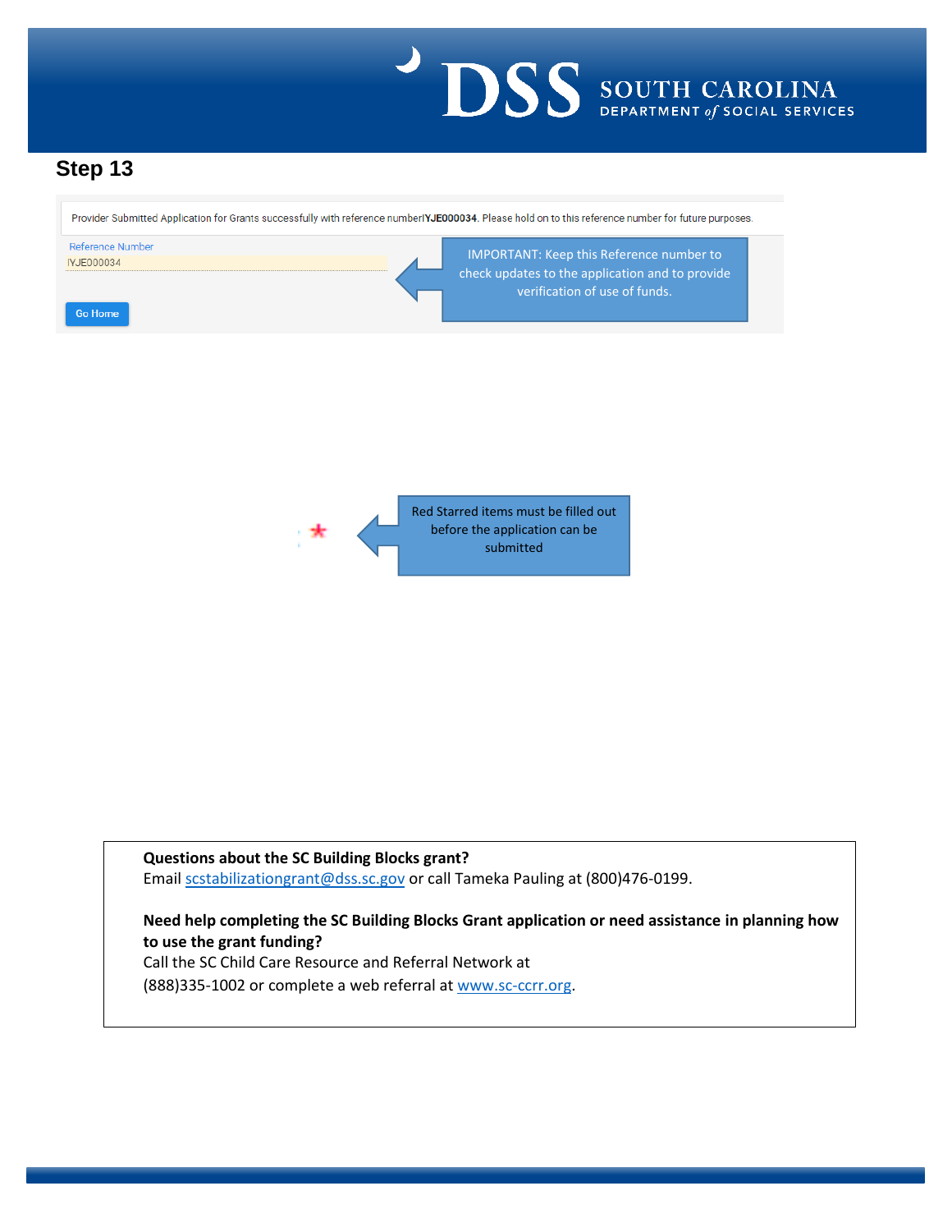## Step 13

Provider Submitted Application for Grants successfully with reference numberIYJE000034. Please hold on to this reference number for future purposes.

Reference Number

IYJE000034

Go Home

IMPORTANT: Keep this Reference number to check updates to the application and to provide verification of use of funds.

*

Red Starred items must be filled out before the application can be submitted

**Questions about the SC Building Blocks grant?**
Email scstabilizationgrant@dss.sc.gov or call Tameka Pauling at (800)476-0199.

**Need help completing the SC Building Blocks Grant application or need assistance in planning how to use the grant funding?**
Call the SC Child Care Resource and Referral Network at (888)335-1002 or complete a web referral at www.sc-ccrr.org.